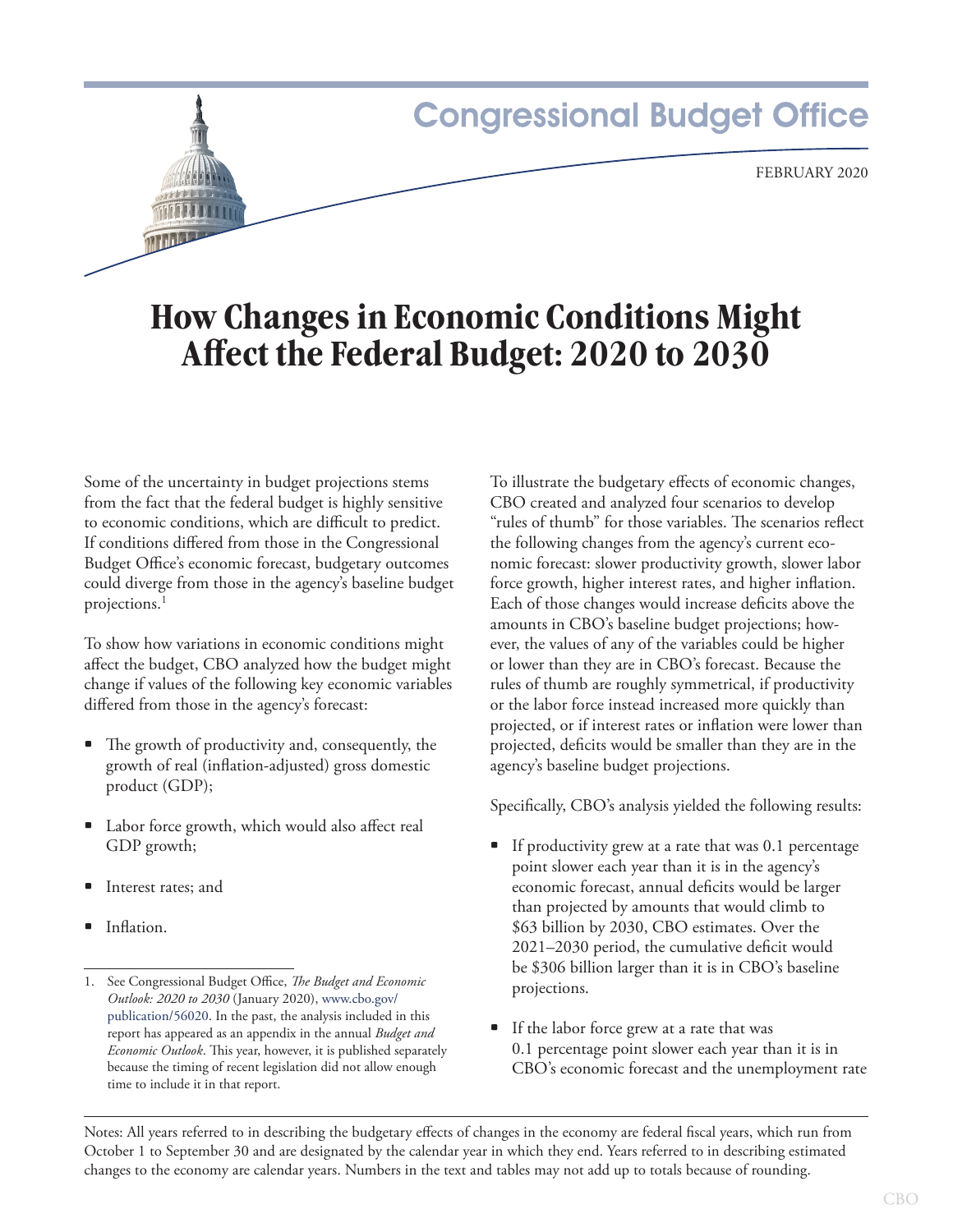# Congressional Budget Office

FEBRUARY 2020

# How Changes in Economic Conditions Might Affect the Federal Budget: 2020 to 2030

Some of the uncertainty in budget projections stems from the fact that the federal budget is highly sensitive to economic conditions, which are difficult to predict. If conditions differed from those in the Congressional Budget Office's economic forecast, budgetary outcomes could diverge from those in the agency's baseline budget projections.[1]

To show how variations in economic conditions might affect the budget, CBO analyzed how the budget might change if values of the following key economic variables differed from those in the agency's forecast:

- The growth of productivity and, consequently, the growth of real (inflation-adjusted) gross domestic product (GDP);
- Labor force growth, which would also affect real GDP growth;
- Interest rates; and
- Inflation.

To illustrate the budgetary effects of economic changes, CBO created and analyzed four scenarios to develop "rules of thumb" for those variables. The scenarios reflect the following changes from the agency's current economic forecast: slower productivity growth, slower labor force growth, higher interest rates, and higher inflation. Each of those changes would increase deficits above the amounts in CBO's baseline budget projections; however, the values of any of the variables could be higher or lower than they are in CBO's forecast. Because the rules of thumb are roughly symmetrical, if productivity or the labor force instead increased more quickly than projected, or if interest rates or inflation were lower than projected, deficits would be smaller than they are in the agency's baseline budget projections.

Specifically, CBO's analysis yielded the following results:

- If productivity grew at a rate that was 0.1 percentage point slower each year than it is in the agency's economic forecast, annual deficits would be larger than projected by amounts that would climb to $63 billion by 2030, CBO estimates. Over the 2021–2030 period, the cumulative deficit would be $306 billion larger than it is in CBO's baseline projections.
- If the labor force grew at a rate that was 0.1 percentage point slower each year than it is in CBO's economic forecast and the unemployment rate

1. See Congressional Budget Office, *The Budget and Economic Outlook: 2020 to 2030* (January 2020), www.cbo.gov/publication/56020. In the past, the analysis included in this report has appeared as an appendix in the annual *Budget and Economic Outlook*. This year, however, it is published separately because the timing of recent legislation did not allow enough time to include it in that report.

Notes: All years referred to in describing the budgetary effects of changes in the economy are federal fiscal years, which run from October 1 to September 30 and are designated by the calendar year in which they end. Years referred to in describing estimated changes to the economy are calendar years. Numbers in the text and tables may not add up to totals because of rounding.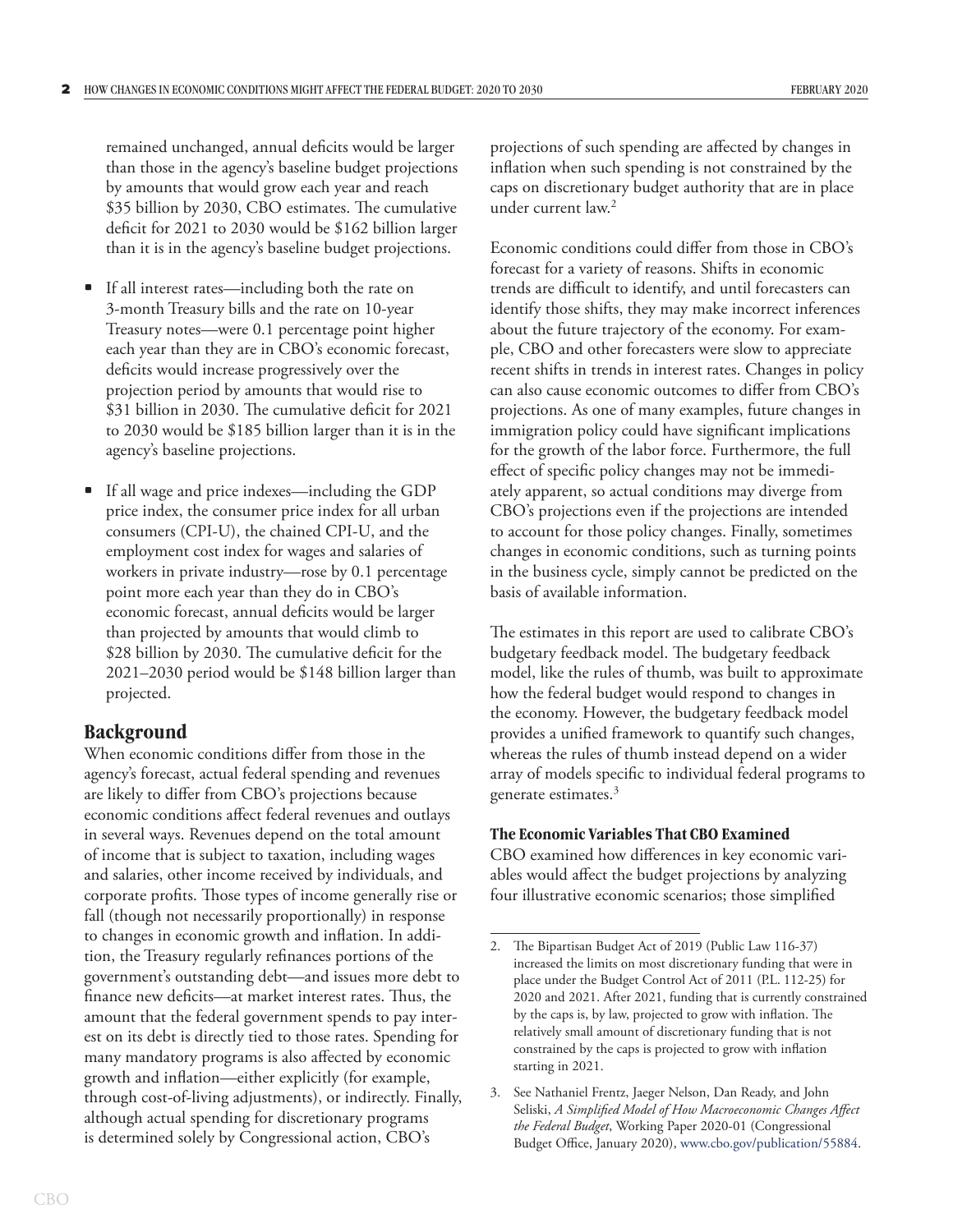remained unchanged, annual deficits would be larger than those in the agency's baseline budget projections by amounts that would grow each year and reach $35 billion by 2030, CBO estimates. The cumulative deficit for 2021 to 2030 would be $162 billion larger than it is in the agency's baseline budget projections.

- If all interest rates—including both the rate on 3-month Treasury bills and the rate on 10-year Treasury notes—were 0.1 percentage point higher each year than they are in CBO's economic forecast, deficits would increase progressively over the projection period by amounts that would rise to $31 billion in 2030. The cumulative deficit for 2021 to 2030 would be $185 billion larger than it is in the agency's baseline projections.

- If all wage and price indexes—including the GDP price index, the consumer price index for all urban consumers (CPI-U), the chained CPI-U, and the employment cost index for wages and salaries of workers in private industry—rose by 0.1 percentage point more each year than they do in CBO's economic forecast, annual deficits would be larger than projected by amounts that would climb to $28 billion by 2030. The cumulative deficit for the 2021–2030 period would be $148 billion larger than projected.

## Background

When economic conditions differ from those in the agency's forecast, actual federal spending and revenues are likely to differ from CBO's projections because economic conditions affect federal revenues and outlays in several ways. Revenues depend on the total amount of income that is subject to taxation, including wages and salaries, other income received by individuals, and corporate profits. Those types of income generally rise or fall (though not necessarily proportionally) in response to changes in economic growth and inflation. In addition, the Treasury regularly refinances portions of the government's outstanding debt—and issues more debt to finance new deficits—at market interest rates. Thus, the amount that the federal government spends to pay interest on its debt is directly tied to those rates. Spending for many mandatory programs is also affected by economic growth and inflation—either explicitly (for example, through cost-of-living adjustments), or indirectly. Finally, although actual spending for discretionary programs is determined solely by Congressional action, CBO's projections of such spending are affected by changes in inflation when such spending is not constrained by the caps on discretionary budget authority that are in place under current law.[2]

Economic conditions could differ from those in CBO's forecast for a variety of reasons. Shifts in economic trends are difficult to identify, and until forecasters can identify those shifts, they may make incorrect inferences about the future trajectory of the economy. For example, CBO and other forecasters were slow to appreciate recent shifts in trends in interest rates. Changes in policy can also cause economic outcomes to differ from CBO's projections. As one of many examples, future changes in immigration policy could have significant implications for the growth of the labor force. Furthermore, the full effect of specific policy changes may not be immediately apparent, so actual conditions may diverge from CBO's projections even if the projections are intended to account for those policy changes. Finally, sometimes changes in economic conditions, such as turning points in the business cycle, simply cannot be predicted on the basis of available information.

The estimates in this report are used to calibrate CBO's budgetary feedback model. The budgetary feedback model, like the rules of thumb, was built to approximate how the federal budget would respond to changes in the economy. However, the budgetary feedback model provides a unified framework to quantify such changes, whereas the rules of thumb instead depend on a wider array of models specific to individual federal programs to generate estimates.[3]

### The Economic Variables That CBO Examined

CBO examined how differences in key economic variables would affect the budget projections by analyzing four illustrative economic scenarios; those simplified

---

2. The Bipartisan Budget Act of 2019 (Public Law 116-37) increased the limits on most discretionary funding that were in place under the Budget Control Act of 2011 (P.L. 112-25) for 2020 and 2021. After 2021, funding that is currently constrained by the caps is, by law, projected to grow with inflation. The relatively small amount of discretionary funding that is not constrained by the caps is projected to grow with inflation starting in 2021.

3. See Nathaniel Frentz, Jaeger Nelson, Dan Ready, and John Seliski, *A Simplified Model of How Macroeconomic Changes Affect the Federal Budget*, Working Paper 2020-01 (Congressional Budget Office, January 2020), www.cbo.gov/publication/55884.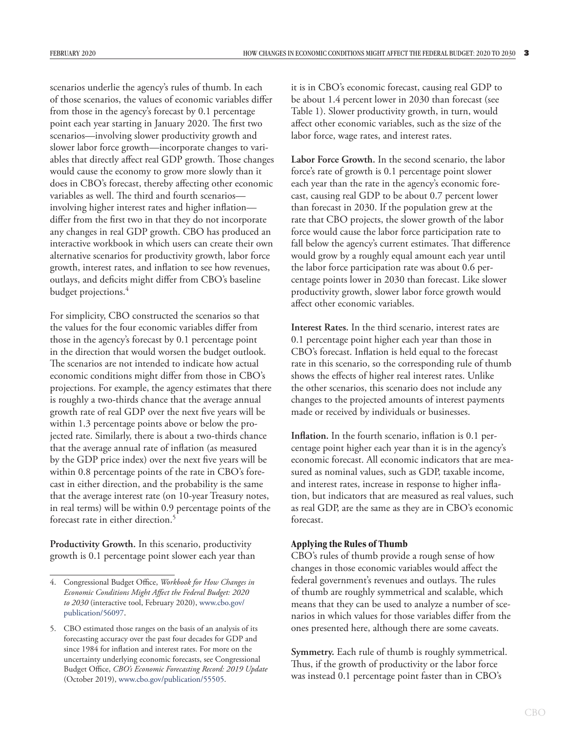scenarios underlie the agency's rules of thumb. In each of those scenarios, the values of economic variables differ from those in the agency's forecast by 0.1 percentage point each year starting in January 2020. The first two scenarios—involving slower productivity growth and slower labor force growth—incorporate changes to variables that directly affect real GDP growth. Those changes would cause the economy to grow more slowly than it does in CBO's forecast, thereby affecting other economic variables as well. The third and fourth scenarios—involving higher interest rates and higher inflation—differ from the first two in that they do not incorporate any changes in real GDP growth. CBO has produced an interactive workbook in which users can create their own alternative scenarios for productivity growth, labor force growth, interest rates, and inflation to see how revenues, outlays, and deficits might differ from CBO's baseline budget projections.[4]

For simplicity, CBO constructed the scenarios so that the values for the four economic variables differ from those in the agency's forecast by 0.1 percentage point in the direction that would worsen the budget outlook. The scenarios are not intended to indicate how actual economic conditions might differ from those in CBO's projections. For example, the agency estimates that there is roughly a two-thirds chance that the average annual growth rate of real GDP over the next five years will be within 1.3 percentage points above or below the projected rate. Similarly, there is about a two-thirds chance that the average annual rate of inflation (as measured by the GDP price index) over the next five years will be within 0.8 percentage points of the rate in CBO's forecast in either direction, and the probability is the same that the average interest rate (on 10-year Treasury notes, in real terms) will be within 0.9 percentage points of the forecast rate in either direction.[5]

**Productivity Growth.** In this scenario, productivity growth is 0.1 percentage point slower each year than it is in CBO's economic forecast, causing real GDP to be about 1.4 percent lower in 2030 than forecast (see Table 1). Slower productivity growth, in turn, would affect other economic variables, such as the size of the labor force, wage rates, and interest rates.

**Labor Force Growth.** In the second scenario, the labor force's rate of growth is 0.1 percentage point slower each year than the rate in the agency's economic forecast, causing real GDP to be about 0.7 percent lower than forecast in 2030. If the population grew at the rate that CBO projects, the slower growth of the labor force would cause the labor force participation rate to fall below the agency's current estimates. That difference would grow by a roughly equal amount each year until the labor force participation rate was about 0.6 percentage points lower in 2030 than forecast. Like slower productivity growth, slower labor force growth would affect other economic variables.

**Interest Rates.** In the third scenario, interest rates are 0.1 percentage point higher each year than those in CBO's forecast. Inflation is held equal to the forecast rate in this scenario, so the corresponding rule of thumb shows the effects of higher real interest rates. Unlike the other scenarios, this scenario does not include any changes to the projected amounts of interest payments made or received by individuals or businesses.

**Inflation.** In the fourth scenario, inflation is 0.1 percentage point higher each year than it is in the agency's economic forecast. All economic indicators that are measured as nominal values, such as GDP, taxable income, and interest rates, increase in response to higher inflation, but indicators that are measured as real values, such as real GDP, are the same as they are in CBO's economic forecast.

### Applying the Rules of Thumb

CBO's rules of thumb provide a rough sense of how changes in those economic variables would affect the federal government's revenues and outlays. The rules of thumb are roughly symmetrical and scalable, which means that they can be used to analyze a number of scenarios in which values for those variables differ from the ones presented here, although there are some caveats.

**Symmetry.** Each rule of thumb is roughly symmetrical. Thus, if the growth of productivity or the labor force was instead 0.1 percentage point faster than in CBO's

---

4. Congressional Budget Office, *Workbook for How Changes in Economic Conditions Might Affect the Federal Budget: 2020 to 2030* (interactive tool, February 2020), www.cbo.gov/publication/56097.

5. CBO estimated those ranges on the basis of an analysis of its forecasting accuracy over the past four decades for GDP and since 1984 for inflation and interest rates. For more on the uncertainty underlying economic forecasts, see Congressional Budget Office, *CBO's Economic Forecasting Record: 2019 Update* (October 2019), www.cbo.gov/publication/55505.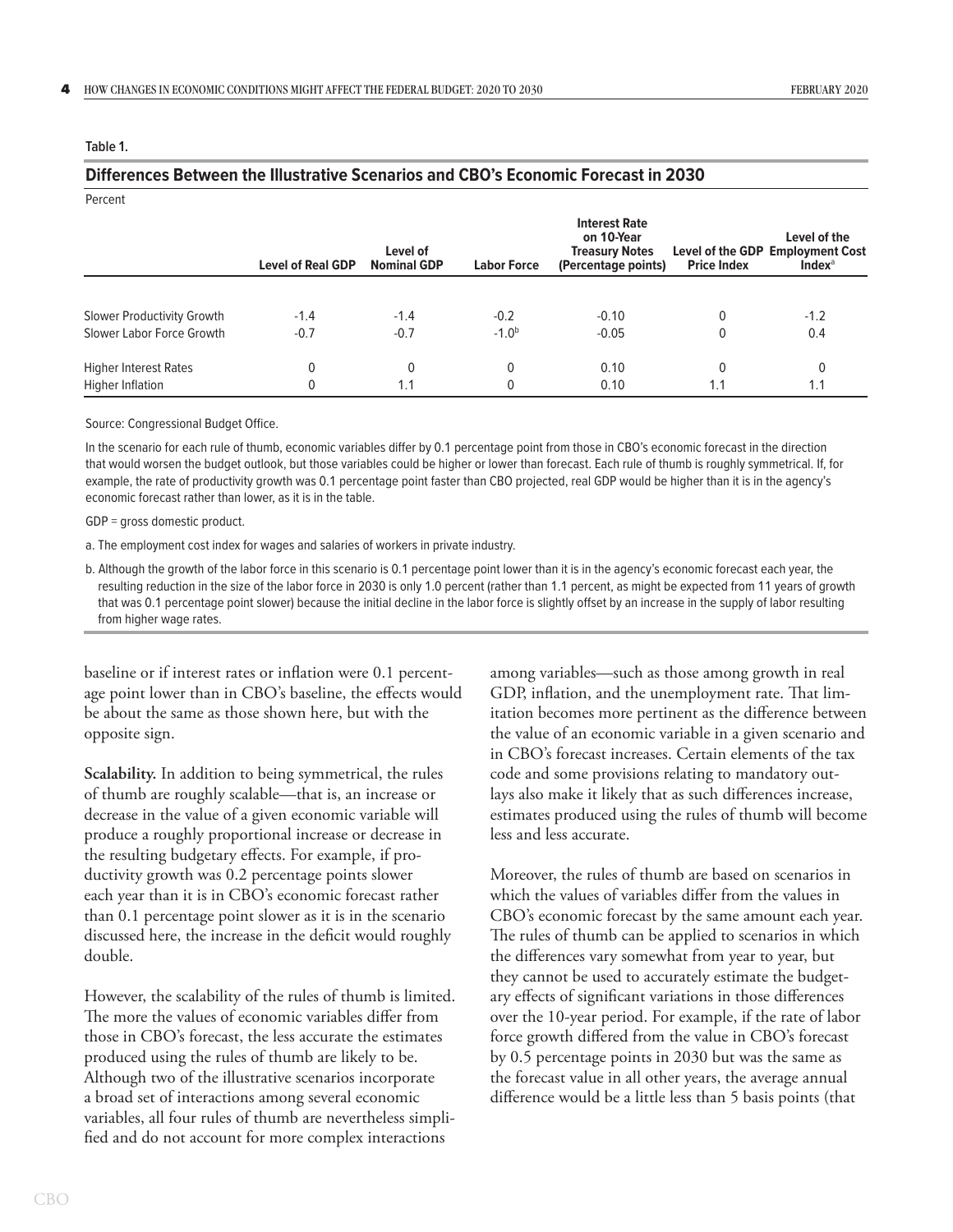**Table 1.**

## Differences Between the Illustrative Scenarios and CBO's Economic Forecast in 2030

Percent

| | Level of Real GDP | Level of Nominal GDP | Labor Force | Interest Rate on 10-Year Treasury Notes (Percentage points) | Level of the GDP Price Index | Level of the Employment Cost Index[a] |
|---|---|---|---|---|---|---|
| Slower Productivity Growth | -1.4 | -1.4 | -0.2 | -0.10 | 0 | -1.2 |
| Slower Labor Force Growth | -0.7 | -0.7 | -1.0[b] | -0.05 | 0 | 0.4 |
| Higher Interest Rates | 0 | 0 | 0 | 0.10 | 0 | 0 |
| Higher Inflation | 0 | 1.1 | 0 | 0.10 | 1.1 | 1.1 |

Source: Congressional Budget Office.

In the scenario for each rule of thumb, economic variables differ by 0.1 percentage point from those in CBO's economic forecast in the direction that would worsen the budget outlook, but those variables could be higher or lower than forecast. Each rule of thumb is roughly symmetrical. If, for example, the rate of productivity growth was 0.1 percentage point faster than CBO projected, real GDP would be higher than it is in the agency's economic forecast rather than lower, as it is in the table.

GDP = gross domestic product.

a. The employment cost index for wages and salaries of workers in private industry.

b. Although the growth of the labor force in this scenario is 0.1 percentage point lower than it is in the agency's economic forecast each year, the resulting reduction in the size of the labor force in 2030 is only 1.0 percent (rather than 1.1 percent, as might be expected from 11 years of growth that was 0.1 percentage point slower) because the initial decline in the labor force is slightly offset by an increase in the supply of labor resulting from higher wage rates.

baseline or if interest rates or inflation were 0.1 percentage point lower than in CBO's baseline, the effects would be about the same as those shown here, but with the opposite sign.

**Scalability.** In addition to being symmetrical, the rules of thumb are roughly scalable—that is, an increase or decrease in the value of a given economic variable will produce a roughly proportional increase or decrease in the resulting budgetary effects. For example, if productivity growth was 0.2 percentage points slower each year than it is in CBO's economic forecast rather than 0.1 percentage point slower as it is in the scenario discussed here, the increase in the deficit would roughly double.

However, the scalability of the rules of thumb is limited. The more the values of economic variables differ from those in CBO's forecast, the less accurate the estimates produced using the rules of thumb are likely to be. Although two of the illustrative scenarios incorporate a broad set of interactions among several economic variables, all four rules of thumb are nevertheless simplified and do not account for more complex interactions among variables—such as those among growth in real GDP, inflation, and the unemployment rate. That limitation becomes more pertinent as the difference between the value of an economic variable in a given scenario and in CBO's forecast increases. Certain elements of the tax code and some provisions relating to mandatory outlays also make it likely that as such differences increase, estimates produced using the rules of thumb will become less and less accurate.

Moreover, the rules of thumb are based on scenarios in which the values of variables differ from the values in CBO's economic forecast by the same amount each year. The rules of thumb can be applied to scenarios in which the differences vary somewhat from year to year, but they cannot be used to accurately estimate the budgetary effects of significant variations in those differences over the 10-year period. For example, if the rate of labor force growth differed from the value in CBO's forecast by 0.5 percentage points in 2030 but was the same as the forecast value in all other years, the average annual difference would be a little less than 5 basis points (that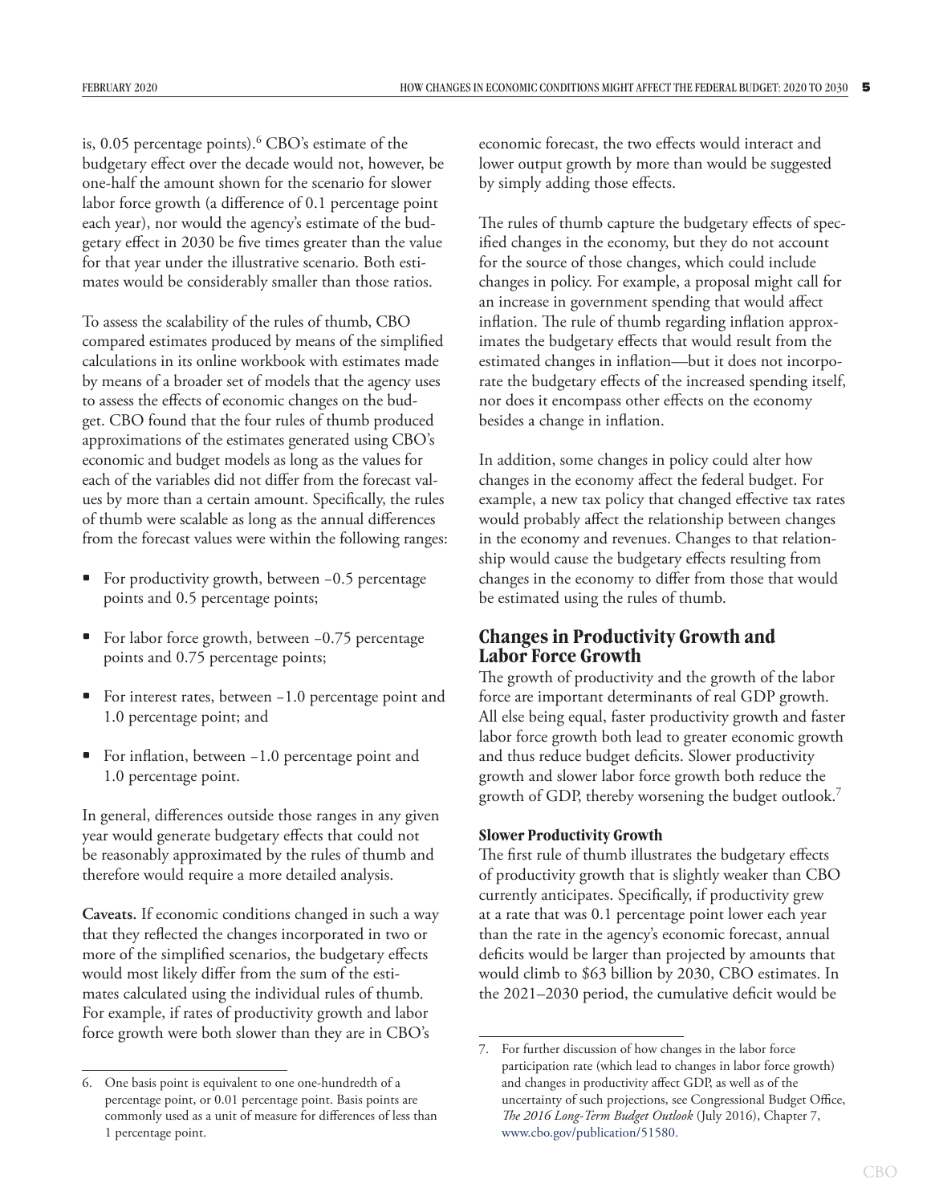is, 0.05 percentage points).[6] CBO's estimate of the budgetary effect over the decade would not, however, be one-half the amount shown for the scenario for slower labor force growth (a difference of 0.1 percentage point each year), nor would the agency's estimate of the budgetary effect in 2030 be five times greater than the value for that year under the illustrative scenario. Both estimates would be considerably smaller than those ratios.

To assess the scalability of the rules of thumb, CBO compared estimates produced by means of the simplified calculations in its online workbook with estimates made by means of a broader set of models that the agency uses to assess the effects of economic changes on the budget. CBO found that the four rules of thumb produced approximations of the estimates generated using CBO's economic and budget models as long as the values for each of the variables did not differ from the forecast values by more than a certain amount. Specifically, the rules of thumb were scalable as long as the annual differences from the forecast values were within the following ranges:

- For productivity growth, between –0.5 percentage points and 0.5 percentage points;
- For labor force growth, between –0.75 percentage points and 0.75 percentage points;
- For interest rates, between –1.0 percentage point and 1.0 percentage point; and
- For inflation, between –1.0 percentage point and 1.0 percentage point.

In general, differences outside those ranges in any given year would generate budgetary effects that could not be reasonably approximated by the rules of thumb and therefore would require a more detailed analysis.

**Caveats.** If economic conditions changed in such a way that they reflected the changes incorporated in two or more of the simplified scenarios, the budgetary effects would most likely differ from the sum of the estimates calculated using the individual rules of thumb. For example, if rates of productivity growth and labor force growth were both slower than they are in CBO's economic forecast, the two effects would interact and lower output growth by more than would be suggested by simply adding those effects.

The rules of thumb capture the budgetary effects of specified changes in the economy, but they do not account for the source of those changes, which could include changes in policy. For example, a proposal might call for an increase in government spending that would affect inflation. The rule of thumb regarding inflation approximates the budgetary effects that would result from the estimated changes in inflation—but it does not incorporate the budgetary effects of the increased spending itself, nor does it encompass other effects on the economy besides a change in inflation.

In addition, some changes in policy could alter how changes in the economy affect the federal budget. For example, a new tax policy that changed effective tax rates would probably affect the relationship between changes in the economy and revenues. Changes to that relationship would cause the budgetary effects resulting from changes in the economy to differ from those that would be estimated using the rules of thumb.

## Changes in Productivity Growth and Labor Force Growth

The growth of productivity and the growth of the labor force are important determinants of real GDP growth. All else being equal, faster productivity growth and faster labor force growth both lead to greater economic growth and thus reduce budget deficits. Slower productivity growth and slower labor force growth both reduce the growth of GDP, thereby worsening the budget outlook.[7]

### Slower Productivity Growth

The first rule of thumb illustrates the budgetary effects of productivity growth that is slightly weaker than CBO currently anticipates. Specifically, if productivity grew at a rate that was 0.1 percentage point lower each year than the rate in the agency's economic forecast, annual deficits would be larger than projected by amounts that would climb to $63 billion by 2030, CBO estimates. In the 2021–2030 period, the cumulative deficit would be

---

6. One basis point is equivalent to one one-hundredth of a percentage point, or 0.01 percentage point. Basis points are commonly used as a unit of measure for differences of less than 1 percentage point.

7. For further discussion of how changes in the labor force participation rate (which lead to changes in labor force growth) and changes in productivity growth affect GDP, as well as of the uncertainty of such projections, see Congressional Budget Office, *The 2016 Long-Term Budget Outlook* (July 2016), Chapter 7, www.cbo.gov/publication/51580.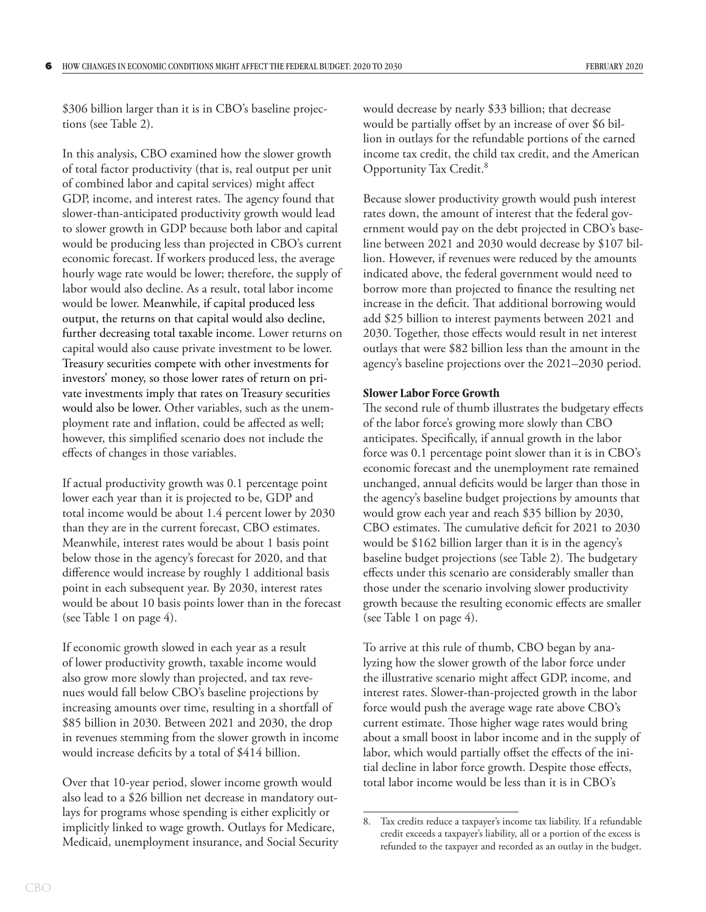$306 billion larger than it is in CBO's baseline projections (see Table 2).

In this analysis, CBO examined how the slower growth of total factor productivity (that is, real output per unit of combined labor and capital services) might affect GDP, income, and interest rates. The agency found that slower-than-anticipated productivity growth would lead to slower growth in GDP because both labor and capital would be producing less than projected in CBO's current economic forecast. If workers produced less, the average hourly wage rate would be lower; therefore, the supply of labor would also decline. As a result, total labor income would be lower. Meanwhile, if capital produced less output, the returns on that capital would also decline, further decreasing total taxable income. Lower returns on capital would also cause private investment to be lower. Treasury securities compete with other investments for investors' money, so those lower rates of return on private investments imply that rates on Treasury securities would also be lower. Other variables, such as the unemployment rate and inflation, could be affected as well; however, this simplified scenario does not include the effects of changes in those variables.

If actual productivity growth was 0.1 percentage point lower each year than it is projected to be, GDP and total income would be about 1.4 percent lower by 2030 than they are in the current forecast, CBO estimates. Meanwhile, interest rates would be about 1 basis point below those in the agency's forecast for 2020, and that difference would increase by roughly 1 additional basis point in each subsequent year. By 2030, interest rates would be about 10 basis points lower than in the forecast (see Table 1 on page 4).

If economic growth slowed in each year as a result of lower productivity growth, taxable income would also grow more slowly than projected, and tax revenues would fall below CBO's baseline projections by increasing amounts over time, resulting in a shortfall of $85 billion in 2030. Between 2021 and 2030, the drop in revenues stemming from the slower growth in income would increase deficits by a total of $414 billion.

Over that 10-year period, slower income growth would also lead to a $26 billion net decrease in mandatory outlays for programs whose spending is either explicitly or implicitly linked to wage growth. Outlays for Medicare, Medicaid, unemployment insurance, and Social Security would decrease by nearly $33 billion; that decrease would be partially offset by an increase of over $6 billion in outlays for the refundable portions of the earned income tax credit, the child tax credit, and the American Opportunity Tax Credit.[8]

Because slower productivity growth would push interest rates down, the amount of interest that the federal government would pay on the debt projected in CBO's baseline between 2021 and 2030 would decrease by $107 billion. However, if revenues were reduced by the amounts indicated above, the federal government would need to borrow more than projected to finance the resulting net increase in the deficit. That additional borrowing would add $25 billion to interest payments between 2021 and 2030. Together, those effects would result in net interest outlays that were $82 billion less than the amount in the agency's baseline projections over the 2021–2030 period.

### Slower Labor Force Growth

The second rule of thumb illustrates the budgetary effects of the labor force's growing more slowly than CBO anticipates. Specifically, if annual growth in the labor force was 0.1 percentage point slower than it is in CBO's economic forecast and the unemployment rate remained unchanged, annual deficits would be larger than those in the agency's baseline budget projections by amounts that would grow each year and reach $35 billion by 2030, CBO estimates. The cumulative deficit for 2021 to 2030 would be $162 billion larger than it is in the agency's baseline budget projections (see Table 2). The budgetary effects under this scenario are considerably smaller than those under the scenario involving slower productivity growth because the resulting economic effects are smaller (see Table 1 on page 4).

To arrive at this rule of thumb, CBO began by analyzing how the slower growth of the labor force under the illustrative scenario might affect GDP, income, and interest rates. Slower-than-projected growth in the labor force would push the average wage rate above CBO's current estimate. Those higher wage rates would bring about a small boost in labor income and in the supply of labor, which would partially offset the effects of the initial decline in labor force growth. Despite those effects, total labor income would be less than it is in CBO's

---

8. Tax credits reduce a taxpayer's income tax liability. If a refundable credit exceeds a taxpayer's liability, all or a portion of the excess is refunded to the taxpayer and recorded as an outlay in the budget.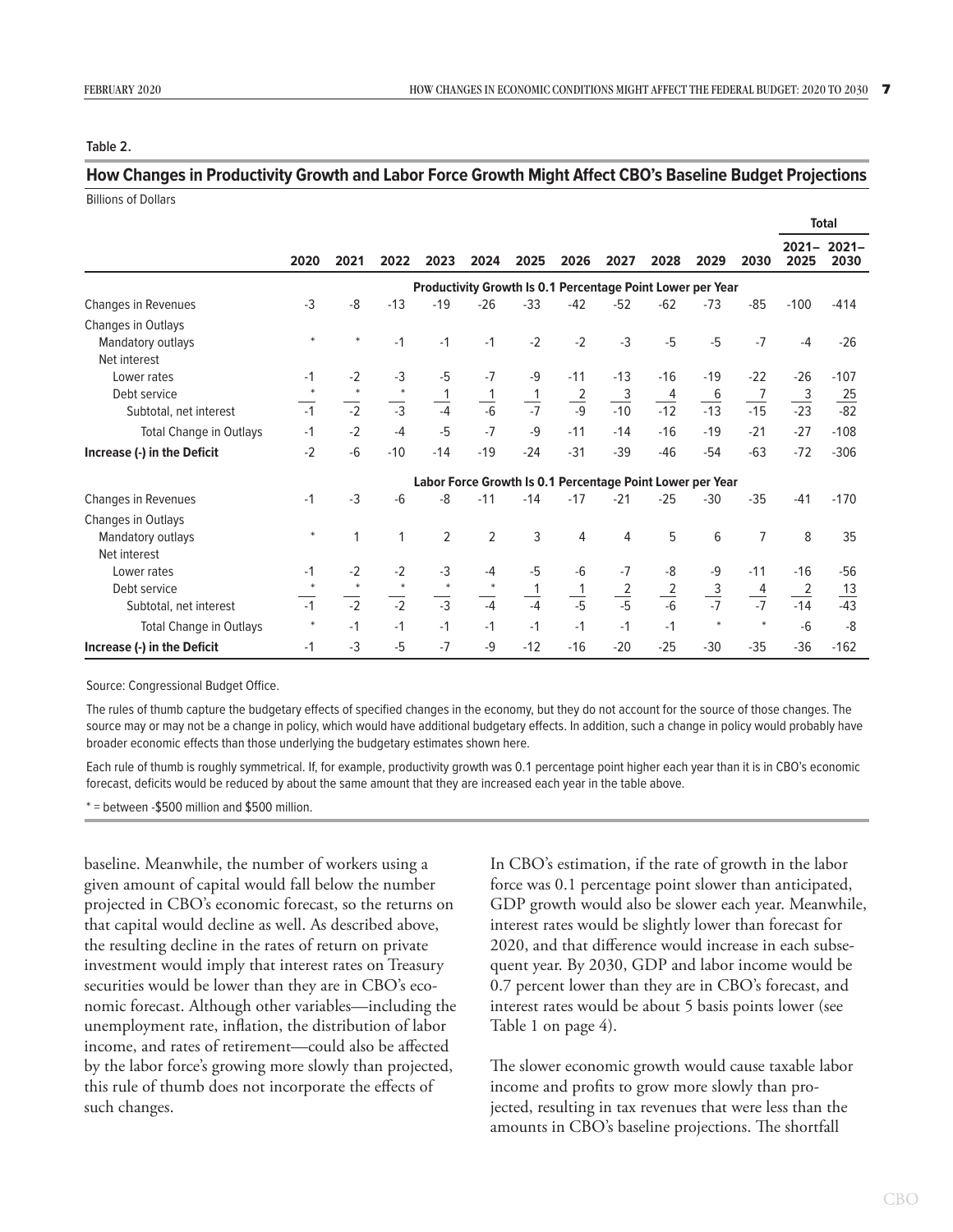Table 2.

**How Changes in Productivity Growth and Labor Force Growth Might Affect CBO's Baseline Budget Projections**

Billions of Dollars

| | 2020 | 2021 | 2022 | 2023 | 2024 | 2025 | 2026 | 2027 | 2028 | 2029 | 2030 | Total 2021–2025 | Total 2021–2030 |
|---|---|---|---|---|---|---|---|---|---|---|---|---|---|
| | **Productivity Growth Is 0.1 Percentage Point Lower per Year** | | | | | | | | | | | | |
| Changes in Revenues | -3 | -8 | -13 | -19 | -26 | -33 | -42 | -52 | -62 | -73 | -85 | -100 | -414 |
| Changes in Outlays | | | | | | | | | | | | | |
| Mandatory outlays | * | * | -1 | -1 | -1 | -2 | -2 | -3 | -5 | -5 | -7 | -4 | -26 |
| Net interest | | | | | | | | | | | | | |
| Lower rates | -1 | -2 | -3 | -5 | -7 | -9 | -11 | -13 | -16 | -19 | -22 | -26 | -107 |
| Debt service | * | * | * | 1 | 1 | 1 | 2 | 3 | 4 | 6 | 7 | 3 | 25 |
| Subtotal, net interest | -1 | -2 | -3 | -4 | -6 | -7 | -9 | -10 | -12 | -13 | -15 | -23 | -82 |
| Total Change in Outlays | -1 | -2 | -4 | -5 | -7 | -9 | -11 | -14 | -16 | -19 | -21 | -27 | -108 |
| **Increase (-) in the Deficit** | -2 | -6 | -10 | -14 | -19 | -24 | -31 | -39 | -46 | -54 | -63 | -72 | -306 |
| | **Labor Force Growth Is 0.1 Percentage Point Lower per Year** | | | | | | | | | | | | |
| Changes in Revenues | -1 | -3 | -6 | -8 | -11 | -14 | -17 | -21 | -25 | -30 | -35 | -41 | -170 |
| Changes in Outlays | | | | | | | | | | | | | |
| Mandatory outlays | * | 1 | 1 | 2 | 2 | 3 | 4 | 4 | 5 | 6 | 7 | 8 | 35 |
| Net interest | | | | | | | | | | | | | |
| Lower rates | -1 | -2 | -2 | -3 | -4 | -5 | -6 | -7 | -8 | -9 | -11 | -16 | -56 |
| Debt service | * | * | * | * | * | 1 | 1 | 2 | 2 | 3 | 4 | 2 | 13 |
| Subtotal, net interest | -1 | -2 | -2 | -3 | -4 | -4 | -5 | -5 | -6 | -7 | -7 | -14 | -43 |
| Total Change in Outlays | * | -1 | -1 | -1 | -1 | -1 | -1 | -1 | -1 | * | * | -6 | -8 |
| **Increase (-) in the Deficit** | -1 | -3 | -5 | -7 | -9 | -12 | -16 | -20 | -25 | -30 | -35 | -36 | -162 |

Source: Congressional Budget Office.

The rules of thumb capture the budgetary effects of specified changes in the economy, but they do not account for the source of those changes. The source may or may not be a change in policy, which would have additional budgetary effects. In addition, such a change in policy would probably have broader economic effects than those underlying the budgetary estimates shown here.

Each rule of thumb is roughly symmetrical. If, for example, productivity growth was 0.1 percentage point higher each year than it is in CBO's economic forecast, deficits would be reduced by about the same amount that they are increased each year in the table above.

* = between -$500 million and $500 million.

baseline. Meanwhile, the number of workers using a given amount of capital would fall below the number projected in CBO's economic forecast, so the returns on that capital would decline as well. As described above, the resulting decline in the rates of return on private investment would imply that interest rates on Treasury securities would be lower than they are in CBO's economic forecast. Although other variables—including the unemployment rate, inflation, the distribution of labor income, and rates of retirement—could also be affected by the labor force's growing more slowly than projected, this rule of thumb does not incorporate the effects of such changes.

In CBO's estimation, if the rate of growth in the labor force was 0.1 percentage point slower than anticipated, GDP growth would also be slower each year. Meanwhile, interest rates would be slightly lower than forecast for 2020, and that difference would increase in each subsequent year. By 2030, GDP and labor income would be 0.7 percent lower than they are in CBO's forecast, and interest rates would be about 5 basis points lower (see Table 1 on page 4).

The slower economic growth would cause taxable labor income and profits to grow more slowly than projected, resulting in tax revenues that were less than the amounts in CBO's baseline projections. The shortfall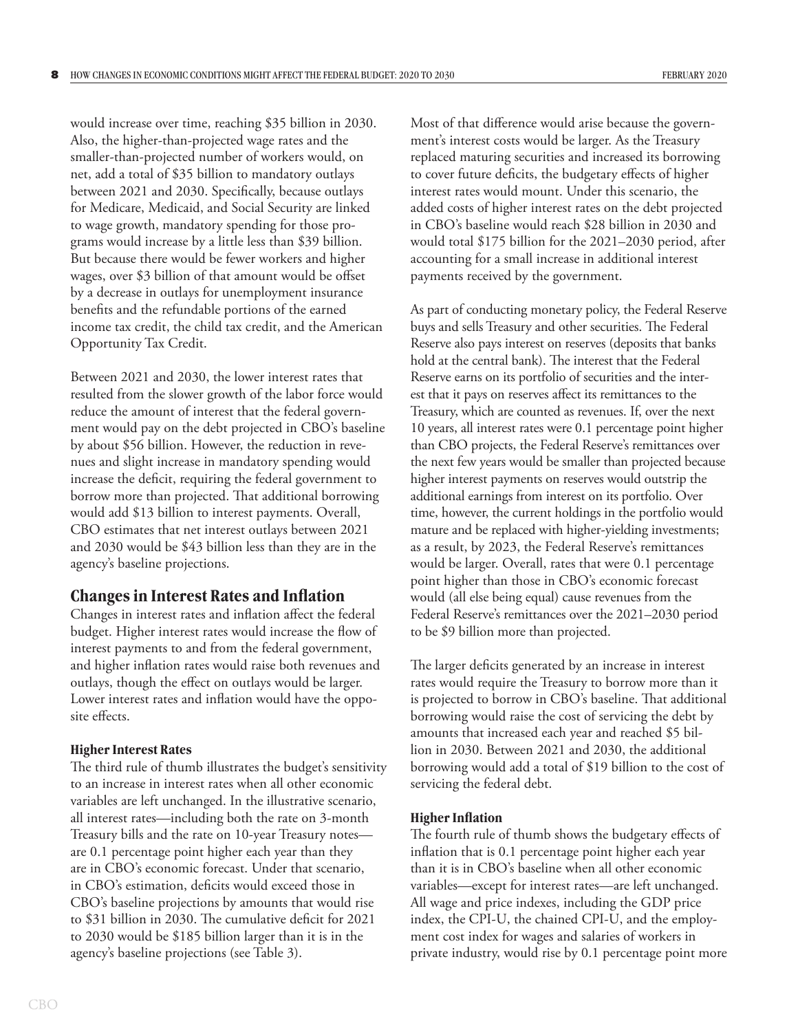would increase over time, reaching $35 billion in 2030. Also, the higher-than-projected wage rates and the smaller-than-projected number of workers would, on net, add a total of $35 billion to mandatory outlays between 2021 and 2030. Specifically, because outlays for Medicare, Medicaid, and Social Security are linked to wage growth, mandatory spending for those programs would increase by a little less than $39 billion. But because there would be fewer workers and higher wages, over $3 billion of that amount would be offset by a decrease in outlays for unemployment insurance benefits and the refundable portions of the earned income tax credit, the child tax credit, and the American Opportunity Tax Credit.

Between 2021 and 2030, the lower interest rates that resulted from the slower growth of the labor force would reduce the amount of interest that the federal government would pay on the debt projected in CBO's baseline by about $56 billion. However, the reduction in revenues and slight increase in mandatory spending would increase the deficit, requiring the federal government to borrow more than projected. That additional borrowing would add $13 billion to interest payments. Overall, CBO estimates that net interest outlays between 2021 and 2030 would be $43 billion less than they are in the agency's baseline projections.

## Changes in Interest Rates and Inflation

Changes in interest rates and inflation affect the federal budget. Higher interest rates would increase the flow of interest payments to and from the federal government, and higher inflation rates would raise both revenues and outlays, though the effect on outlays would be larger. Lower interest rates and inflation would have the opposite effects.

### Higher Interest Rates

The third rule of thumb illustrates the budget's sensitivity to an increase in interest rates when all other economic variables are left unchanged. In the illustrative scenario, all interest rates—including both the rate on 3-month Treasury bills and the rate on 10-year Treasury notes—are 0.1 percentage point higher each year than they are in CBO's economic forecast. Under that scenario, in CBO's estimation, deficits would exceed those in CBO's baseline projections by amounts that would rise to $31 billion in 2030. The cumulative deficit for 2021 to 2030 would be $185 billion larger than it is in the agency's baseline projections (see Table 3).

Most of that difference would arise because the government's interest costs would be larger. As the Treasury replaced maturing securities and increased its borrowing to cover future deficits, the budgetary effects of higher interest rates would mount. Under this scenario, the added costs of higher interest rates on the debt projected in CBO's baseline would reach $28 billion in 2030 and would total $175 billion for the 2021–2030 period, after accounting for a small increase in additional interest payments received by the government.

As part of conducting monetary policy, the Federal Reserve buys and sells Treasury and other securities. The Federal Reserve also pays interest on reserves (deposits that banks hold at the central bank). The interest that the Federal Reserve earns on its portfolio of securities and the interest that it pays on reserves affect its remittances to the Treasury, which are counted as revenues. If, over the next 10 years, all interest rates were 0.1 percentage point higher than CBO projects, the Federal Reserve's remittances over the next few years would be smaller than projected because higher interest payments on reserves would outstrip the additional earnings from interest on its portfolio. Over time, however, the current holdings in the portfolio would mature and be replaced with higher-yielding investments; as a result, by 2023, the Federal Reserve's remittances would be larger. Overall, rates that were 0.1 percentage point higher than those in CBO's economic forecast would (all else being equal) cause revenues from the Federal Reserve's remittances over the 2021–2030 period to be $9 billion more than projected.

The larger deficits generated by an increase in interest rates would require the Treasury to borrow more than it is projected to borrow in CBO's baseline. That additional borrowing would raise the cost of servicing the debt by amounts that increased each year and reached $5 billion in 2030. Between 2021 and 2030, the additional borrowing would add a total of $19 billion to the cost of servicing the federal debt.

### Higher Inflation

The fourth rule of thumb shows the budgetary effects of inflation that is 0.1 percentage point higher each year than it is in CBO's baseline when all other economic variables—except for interest rates—are left unchanged. All wage and price indexes, including the GDP price index, the CPI-U, the chained CPI-U, and the employment cost index for wages and salaries of workers in private industry, would rise by 0.1 percentage point more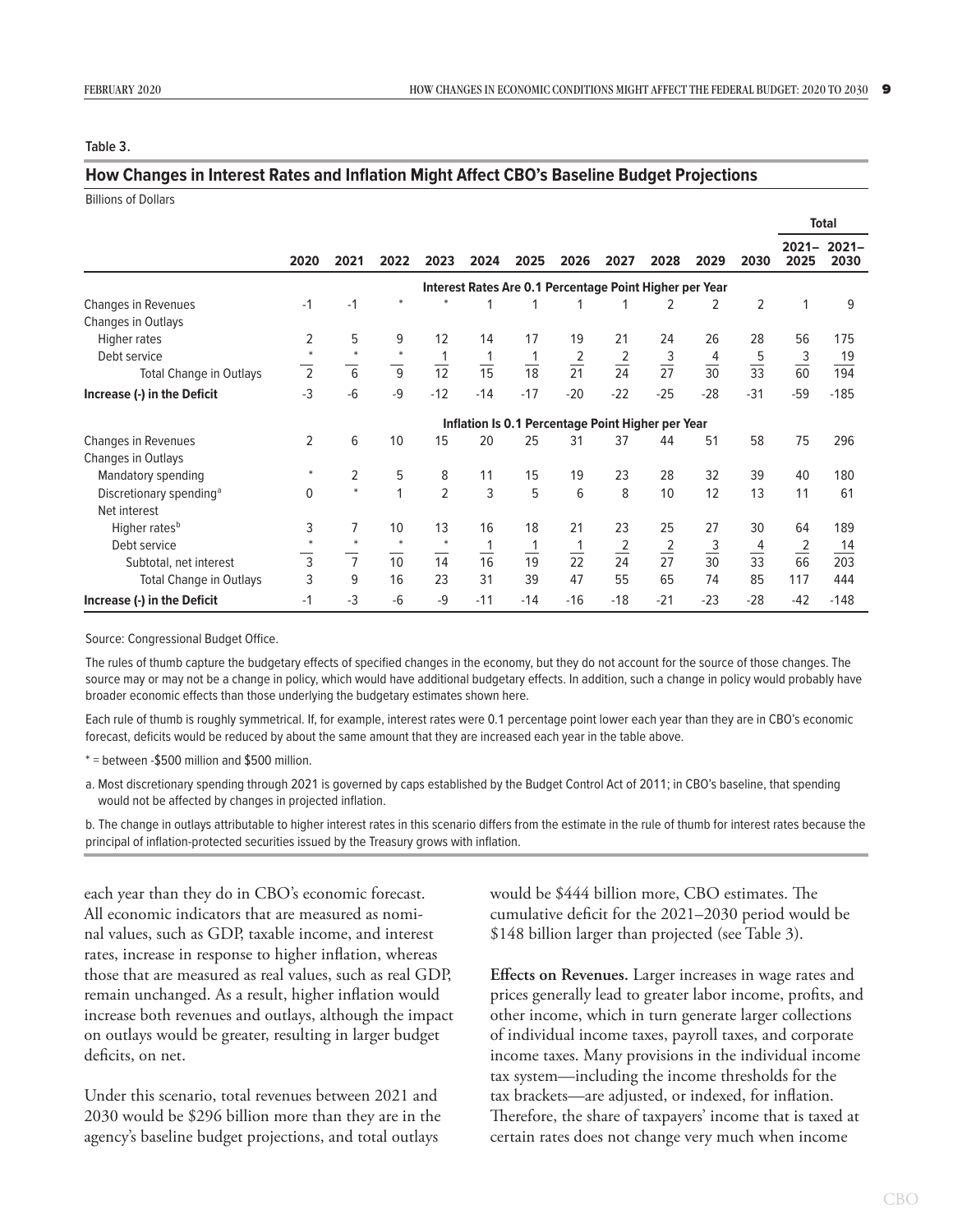Table 3.

## How Changes in Interest Rates and Inflation Might Affect CBO's Baseline Budget Projections

Billions of Dollars

| | 2020 | 2021 | 2022 | 2023 | 2024 | 2025 | 2026 | 2027 | 2028 | 2029 | 2030 | Total 2021–2025 | Total 2021–2030 |
|---|---|---|---|---|---|---|---|---|---|---|---|---|---|
| **Interest Rates Are 0.1 Percentage Point Higher per Year** | | | | | | | | | | | | | |
| Changes in Revenues | -1 | -1 | * | * | 1 | 1 | 1 | 1 | 2 | 2 | 2 | 1 | 9 |
| Changes in Outlays | | | | | | | | | | | | | |
| Higher rates | 2 | 5 | 9 | 12 | 14 | 17 | 19 | 21 | 24 | 26 | 28 | 56 | 175 |
| Debt service | * | * | * | 1 | 1 | 1 | 2 | 2 | 3 | 4 | 5 | 3 | 19 |
| Total Change in Outlays | 2 | 6 | 9 | 12 | 15 | 18 | 21 | 24 | 27 | 30 | 33 | 60 | 194 |
| **Increase (-) in the Deficit** | -3 | -6 | -9 | -12 | -14 | -17 | -20 | -22 | -25 | -28 | -31 | -59 | -185 |
| **Inflation Is 0.1 Percentage Point Higher per Year** | | | | | | | | | | | | | |
| Changes in Revenues | 2 | 6 | 10 | 15 | 20 | 25 | 31 | 37 | 44 | 51 | 58 | 75 | 296 |
| Changes in Outlays | | | | | | | | | | | | | |
| Mandatory spending | * | 2 | 5 | 8 | 11 | 15 | 19 | 23 | 28 | 32 | 39 | 40 | 180 |
| Discretionary spending[a] | 0 | * | 1 | 2 | 3 | 5 | 6 | 8 | 10 | 12 | 13 | 11 | 61 |
| Net interest | | | | | | | | | | | | | |
| Higher rates[b] | 3 | 7 | 10 | 13 | 16 | 18 | 21 | 23 | 25 | 27 | 30 | 64 | 189 |
| Debt service | * | * | * | * | 1 | 1 | 1 | 2 | 2 | 3 | 4 | 2 | 14 |
| Subtotal, net interest | 3 | 7 | 10 | 14 | 16 | 19 | 22 | 24 | 27 | 30 | 33 | 66 | 203 |
| Total Change in Outlays | 3 | 9 | 16 | 23 | 31 | 39 | 47 | 55 | 65 | 74 | 85 | 117 | 444 |
| **Increase (-) in the Deficit** | -1 | -3 | -6 | -9 | -11 | -14 | -16 | -18 | -21 | -23 | -28 | -42 | -148 |

Source: Congressional Budget Office.

The rules of thumb capture the budgetary effects of specified changes in the economy, but they do not account for the source of those changes. The source may or may not be a change in policy, which would have additional budgetary effects. In addition, such a change in policy would probably have broader economic effects than those underlying the budgetary estimates shown here.

Each rule of thumb is roughly symmetrical. If, for example, interest rates were 0.1 percentage point lower each year than they are in CBO's economic forecast, deficits would be reduced by about the same amount that they are increased each year in the table above.

* = between -$500 million and $500 million.

a. Most discretionary spending through 2021 is governed by caps established by the Budget Control Act of 2011; in CBO's baseline, that spending would not be affected by changes in projected inflation.

b. The change in outlays attributable to higher interest rates in this scenario differs from the estimate in the rule of thumb for interest rates because the principal of inflation-protected securities issued by the Treasury grows with inflation.

each year than they do in CBO's economic forecast. All economic indicators that are measured as nominal values, such as GDP, taxable income, and interest rates, increase in response to higher inflation, whereas those that are measured as real values, such as real GDP, remain unchanged. As a result, higher inflation would increase both revenues and outlays, although the impact on outlays would be greater, resulting in larger budget deficits, on net.

Under this scenario, total revenues between 2021 and 2030 would be $296 billion more than they are in the agency's baseline budget projections, and total outlays would be $444 billion more, CBO estimates. The cumulative deficit for the 2021–2030 period would be $148 billion larger than projected (see Table 3).

**Effects on Revenues.** Larger increases in wage rates and prices generally lead to greater labor income, profits, and other income, which in turn generate larger collections of individual income taxes, payroll taxes, and corporate income taxes. Many provisions in the individual income tax system—including the income thresholds for the tax brackets—are adjusted, or indexed, for inflation. Therefore, the share of taxpayers' income that is taxed at certain rates does not change very much when income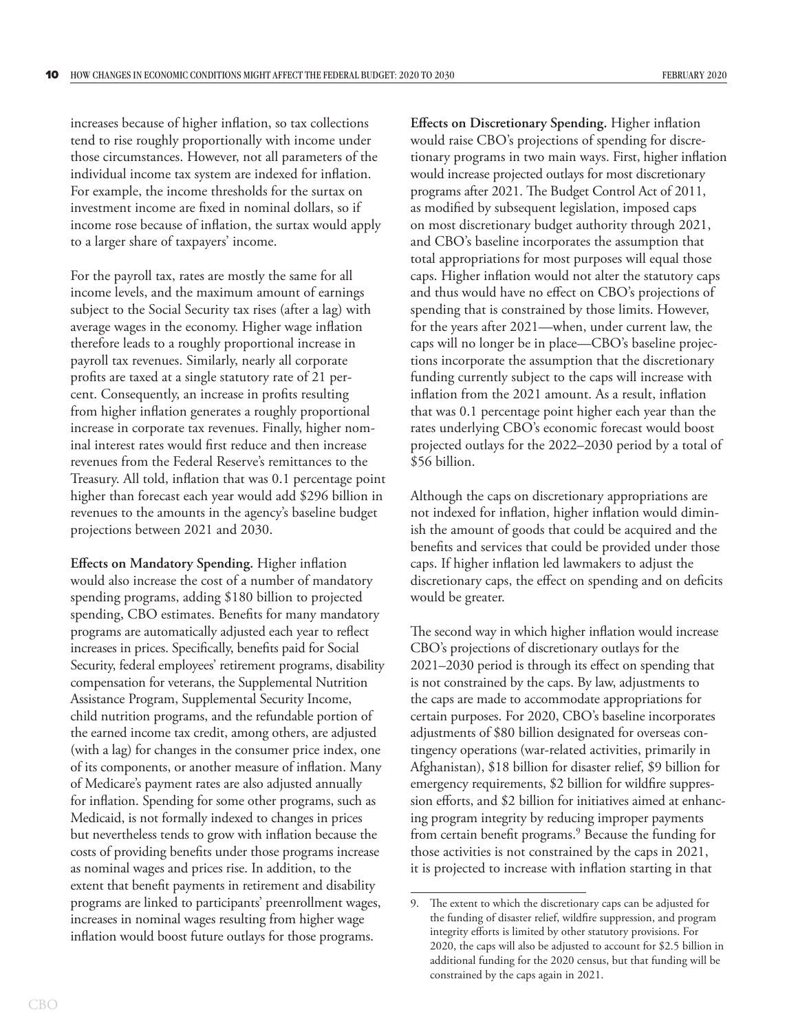increases because of higher inflation, so tax collections tend to rise roughly proportionally with income under those circumstances. However, not all parameters of the individual income tax system are indexed for inflation. For example, the income thresholds for the surtax on investment income are fixed in nominal dollars, so if income rose because of inflation, the surtax would apply to a larger share of taxpayers' income.

For the payroll tax, rates are mostly the same for all income levels, and the maximum amount of earnings subject to the Social Security tax rises (after a lag) with average wages in the economy. Higher wage inflation therefore leads to a roughly proportional increase in payroll tax revenues. Similarly, nearly all corporate profits are taxed at a single statutory rate of 21 percent. Consequently, an increase in profits resulting from higher inflation generates a roughly proportional increase in corporate tax revenues. Finally, higher nominal interest rates would first reduce and then increase revenues from the Federal Reserve's remittances to the Treasury. All told, inflation that was 0.1 percentage point higher than forecast each year would add $296 billion in revenues to the amounts in the agency's baseline budget projections between 2021 and 2030.

**Effects on Mandatory Spending.** Higher inflation would also increase the cost of a number of mandatory spending programs, adding $180 billion to projected spending, CBO estimates. Benefits for many mandatory programs are automatically adjusted each year to reflect increases in prices. Specifically, benefits paid for Social Security, federal employees' retirement programs, disability compensation for veterans, the Supplemental Nutrition Assistance Program, Supplemental Security Income, child nutrition programs, and the refundable portion of the earned income tax credit, among others, are adjusted (with a lag) for changes in the consumer price index, one of its components, or another measure of inflation. Many of Medicare's payment rates are also adjusted annually for inflation. Spending for some other programs, such as Medicaid, is not formally indexed to changes in prices but nevertheless tends to grow with inflation because the costs of providing benefits under those programs increase as nominal wages and prices rise. In addition, to the extent that benefit payments in retirement and disability programs are linked to participants' preenrollment wages, increases in nominal wages resulting from higher wage inflation would boost future outlays for those programs.

**Effects on Discretionary Spending.** Higher inflation would raise CBO's projections of spending for discretionary programs in two main ways. First, higher inflation would increase projected outlays for most discretionary programs after 2021. The Budget Control Act of 2011, as modified by subsequent legislation, imposed caps on most discretionary budget authority through 2021, and CBO's baseline incorporates the assumption that total appropriations for most purposes will equal those caps. Higher inflation would not alter the statutory caps and thus would have no effect on CBO's projections of spending that is constrained by those limits. However, for the years after 2021—when, under current law, the caps will no longer be in place—CBO's baseline projections incorporate the assumption that the discretionary funding currently subject to the caps will increase with inflation from the 2021 amount. As a result, inflation that was 0.1 percentage point higher each year than the rates underlying CBO's economic forecast would boost projected outlays for the 2022–2030 period by a total of $56 billion.

Although the caps on discretionary appropriations are not indexed for inflation, higher inflation would diminish the amount of goods that could be acquired and the benefits and services that could be provided under those caps. If higher inflation led lawmakers to adjust the discretionary caps, the effect on spending and on deficits would be greater.

The second way in which higher inflation would increase CBO's projections of discretionary outlays for the 2021–2030 period is through its effect on spending that is not constrained by the caps. By law, adjustments to the caps are made to accommodate appropriations for certain purposes. For 2020, CBO's baseline incorporates adjustments of $80 billion designated for overseas contingency operations (war-related activities, primarily in Afghanistan), $18 billion for disaster relief, $9 billion for emergency requirements, $2 billion for wildfire suppression efforts, and $2 billion for initiatives aimed at enhancing program integrity by reducing improper payments from certain benefit programs.[9] Because the funding for those activities is not constrained by the caps in 2021, it is projected to increase with inflation starting in that

9. The extent to which the discretionary caps can be adjusted for the funding of disaster relief, wildfire suppression, and program integrity efforts is limited by other statutory provisions. For 2020, the caps will also be adjusted to account for $2.5 billion in additional funding for the 2020 census, but that funding will be constrained by the caps again in 2021.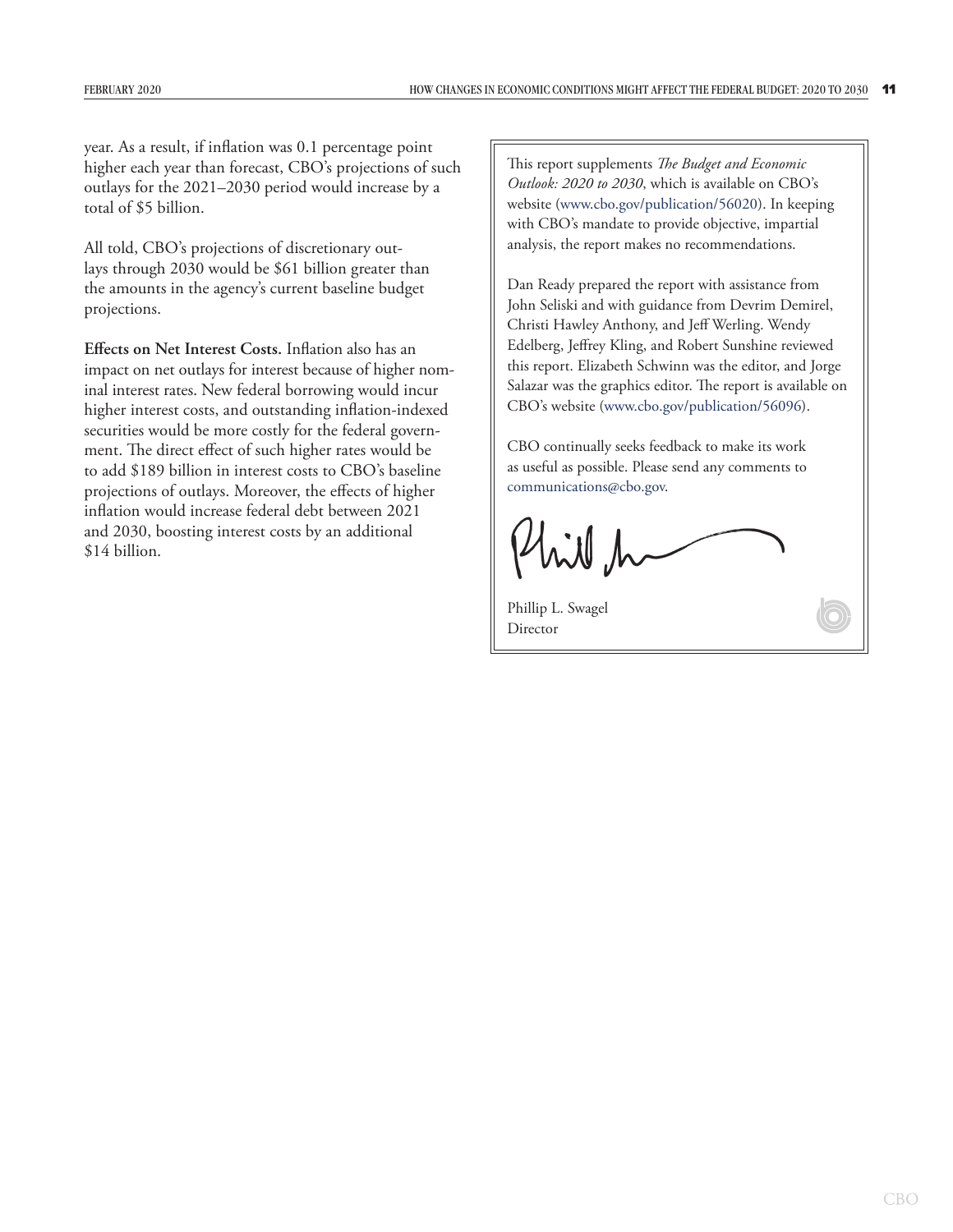year. As a result, if inflation was 0.1 percentage point higher each year than forecast, CBO's projections of such outlays for the 2021–2030 period would increase by a total of $5 billion.

All told, CBO's projections of discretionary outlays through 2030 would be $61 billion greater than the amounts in the agency's current baseline budget projections.

**Effects on Net Interest Costs.** Inflation also has an impact on net outlays for interest because of higher nominal interest rates. New federal borrowing would incur higher interest costs, and outstanding inflation-indexed securities would be more costly for the federal government. The direct effect of such higher rates would be to add $189 billion in interest costs to CBO's baseline projections of outlays. Moreover, the effects of higher inflation would increase federal debt between 2021 and 2030, boosting interest costs by an additional $14 billion.

This report supplements *The Budget and Economic Outlook: 2020 to 2030*, which is available on CBO's website (www.cbo.gov/publication/56020). In keeping with CBO's mandate to provide objective, impartial analysis, the report makes no recommendations.

Dan Ready prepared the report with assistance from John Seliski and with guidance from Devrim Demirel, Christi Hawley Anthony, and Jeff Werling. Wendy Edelberg, Jeffrey Kling, and Robert Sunshine reviewed this report. Elizabeth Schwinn was the editor, and Jorge Salazar was the graphics editor. The report is available on CBO's website (www.cbo.gov/publication/56096).

CBO continually seeks feedback to make its work as useful as possible. Please send any comments to communications@cbo.gov.

Phillip L. Swagel
Director